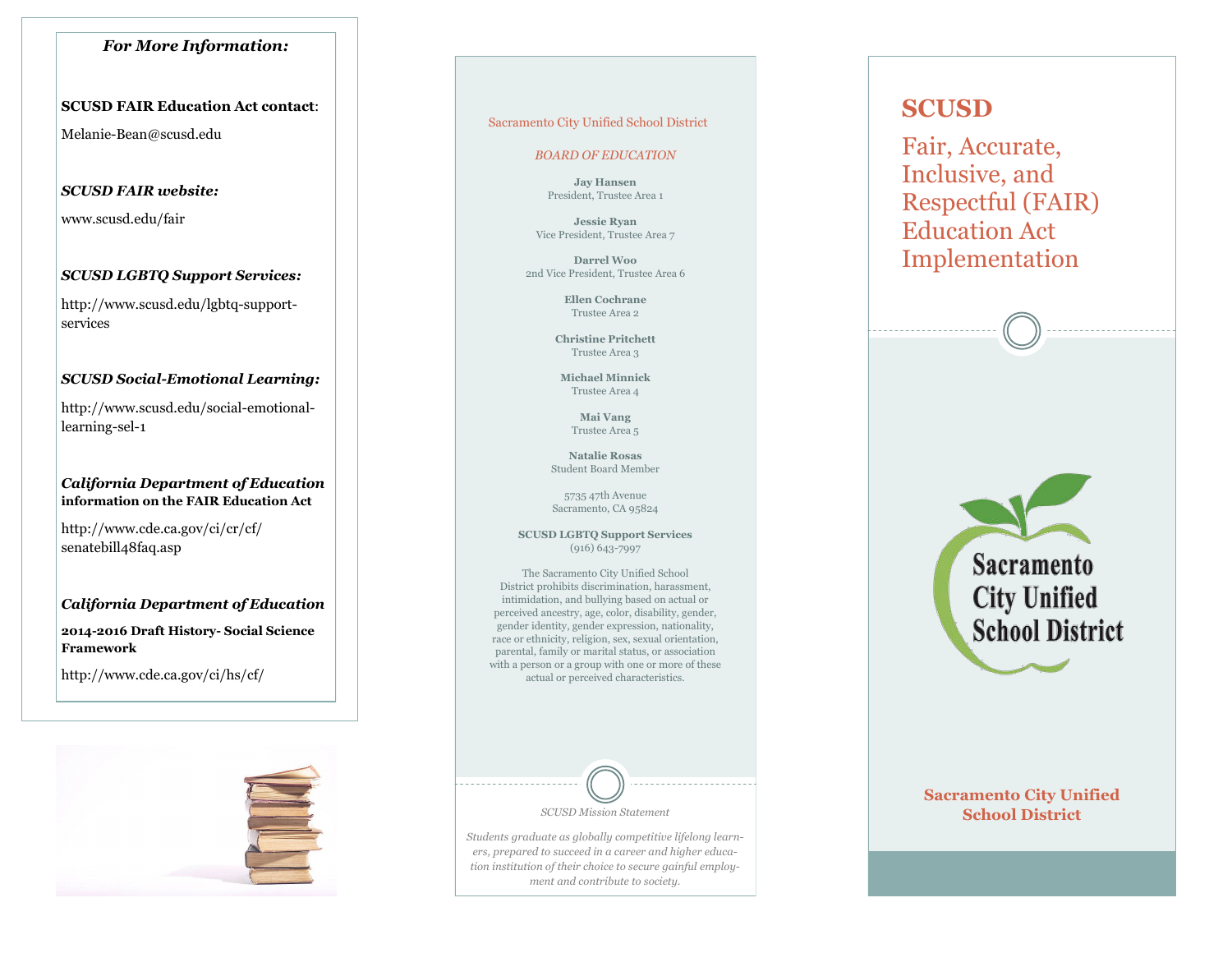### *For More Information:*

**SCUSD FAIR Education Act contact**:

Melanie-Bean@scusd.edu

***SCUSD FAIR website:***

www.scusd.edu/fair

***SCUSD LGBTQ Support Services:***

http://www.scusd.edu/lgbtq-support-services

***SCUSD Social-Emotional Learning:***

http://www.scusd.edu/social-emotional-learning-sel-1

***California Department of Education* information on the FAIR Education Act**

http://www.cde.ca.gov/ci/cr/cf/senatebill48faq.asp

***California Department of Education***

**2014-2016 Draft History- Social Science Framework**

http://www.cde.ca.gov/ci/hs/cf/

Sacramento City Unified School District

*BOARD OF EDUCATION*

**Jay Hansen**
President, Trustee Area 1

**Jessie Ryan**
Vice President, Trustee Area 7

**Darrel Woo**
2nd Vice President, Trustee Area 6

**Ellen Cochrane**
Trustee Area 2

**Christine Pritchett**
Trustee Area 3

**Michael Minnick**
Trustee Area 4

**Mai Vang**
Trustee Area 5

**Natalie Rosas**
Student Board Member

5735 47th Avenue
Sacramento, CA 95824

**SCUSD LGBTQ Support Services**
(916) 643-7997

The Sacramento City Unified School District prohibits discrimination, harassment, intimidation, and bullying based on actual or perceived ancestry, age, color, disability, gender, gender identity, gender expression, nationality, race or ethnicity, religion, sex, sexual orientation, parental, family or marital status, or association with a person or a group with one or more of these actual or perceived characteristics.

*SCUSD Mission Statement*

*Students graduate as globally competitive lifelong learners, prepared to succeed in a career and higher education institution of their choice to secure gainful employment and contribute to society.*

# SCUSD

## Fair, Accurate, Inclusive, and Respectful (FAIR) Education Act Implementation

Sacramento City Unified School District

**Sacramento City Unified School District**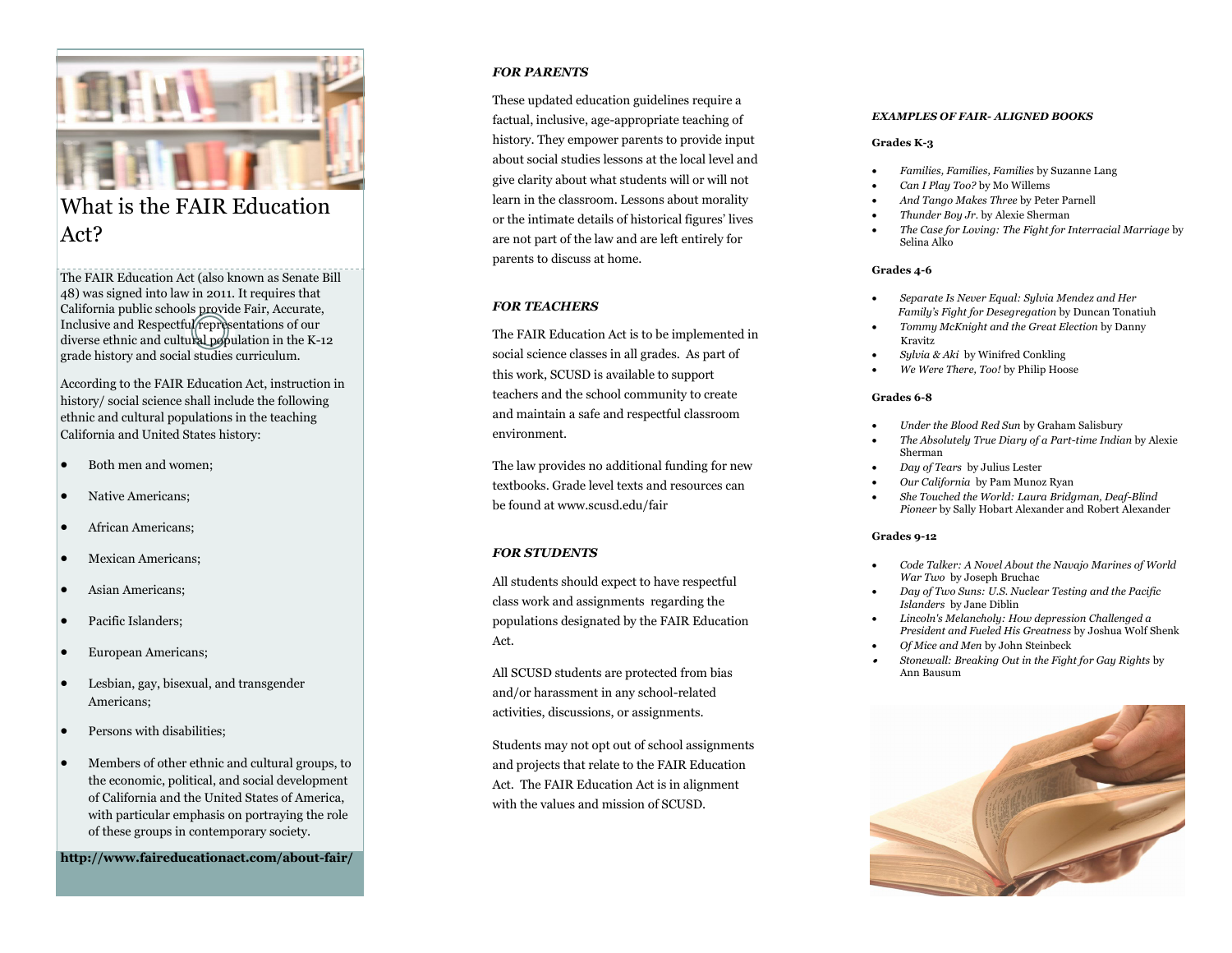# What is the FAIR Education Act?

The FAIR Education Act (also known as Senate Bill 48) was signed into law in 2011. It requires that California public schools provide Fair, Accurate, Inclusive and Respectful representations of our diverse ethnic and cultural population in the K-12 grade history and social studies curriculum.

According to the FAIR Education Act, instruction in history/ social science shall include the following ethnic and cultural populations in the teaching California and United States history:

- Both men and women;
- Native Americans;
- African Americans;
- Mexican Americans;
- Asian Americans;
- Pacific Islanders;
- European Americans;
- Lesbian, gay, bisexual, and transgender Americans;
- Persons with disabilities;
- Members of other ethnic and cultural groups, to the economic, political, and social development of California and the United States of America, with particular emphasis on portraying the role of these groups in contemporary society.

**http://www.faireducationact.com/about-fair/**

### *FOR PARENTS*

These updated education guidelines require a factual, inclusive, age-appropriate teaching of history. They empower parents to provide input about social studies lessons at the local level and give clarity about what students will or will not learn in the classroom. Lessons about morality or the intimate details of historical figures' lives are not part of the law and are left entirely for parents to discuss at home.

### *FOR TEACHERS*

The FAIR Education Act is to be implemented in social science classes in all grades. As part of this work, SCUSD is available to support teachers and the school community to create and maintain a safe and respectful classroom environment.

The law provides no additional funding for new textbooks. Grade level texts and resources can be found at www.scusd.edu/fair

### *FOR STUDENTS*

All students should expect to have respectful class work and assignments regarding the populations designated by the FAIR Education Act.

All SCUSD students are protected from bias and/or harassment in any school-related activities, discussions, or assignments.

Students may not opt out of school assignments and projects that relate to the FAIR Education Act. The FAIR Education Act is in alignment with the values and mission of SCUSD.

### *EXAMPLES OF FAIR- ALIGNED BOOKS*

**Grades K-3**

- *Families, Families, Families* by Suzanne Lang
- *Can I Play Too?* by Mo Willems
- *And Tango Makes Three* by Peter Parnell
- *Thunder Boy Jr.* by Alexie Sherman
- *The Case for Loving: The Fight for Interracial Marriage* by Selina Alko

**Grades 4-6**

- *Separate Is Never Equal: Sylvia Mendez and Her Family's Fight for Desegregation* by Duncan Tonatiuh
- *Tommy McKnight and the Great Election* by Danny Kravitz
- *Sylvia & Aki* by Winifred Conkling
- *We Were There, Too!* by Philip Hoose

**Grades 6-8**

- *Under the Blood Red Sun* by Graham Salisbury
- *The Absolutely True Diary of a Part-time Indian* by Alexie Sherman
- *Day of Tears* by Julius Lester
- *Our California* by Pam Munoz Ryan
- *She Touched the World: Laura Bridgman, Deaf-Blind Pioneer* by Sally Hobart Alexander and Robert Alexander

**Grades 9-12**

- *Code Talker: A Novel About the Navajo Marines of World War Two* by Joseph Bruchac
- *Day of Two Suns: U.S. Nuclear Testing and the Pacific Islanders* by Jane Diblin
- *Lincoln's Melancholy: How depression Challenged a President and Fueled His Greatness* by Joshua Wolf Shenk
- *Of Mice and Men* by John Steinbeck
- *Stonewall: Breaking Out in the Fight for Gay Rights* by Ann Bausum